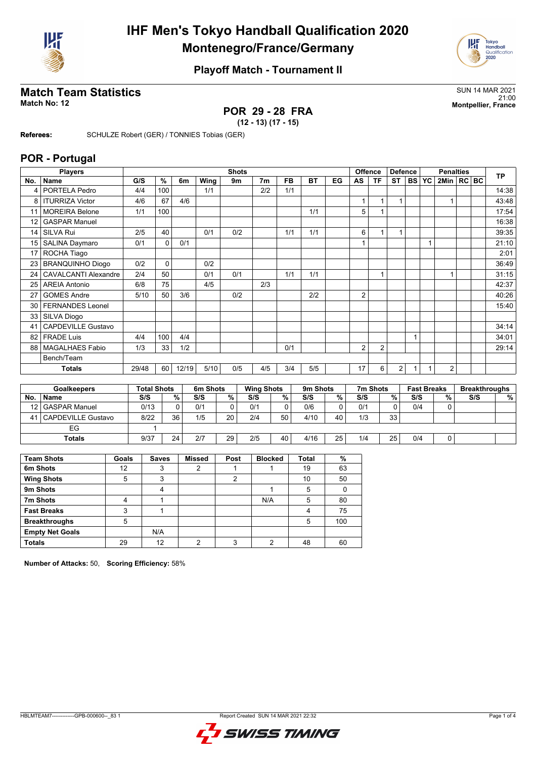# IHF Men's Tokyo Handball Qualification 2020

## Montenegro/France/Germany

### Playoff Match - Tournament II

## Match Team Statistics

**Match No: 12**

SUN 14 MAR 2021
21:00
**Montpellier, France**

### POR 29 - 28 FRA

**(12 - 13) (17 - 15)**

**Referees:** SCHULZE Robert (GER) / TONNIES Tobias (GER)

## POR - Portugal

| Players | | Shots | | | | | | | | | Offence | | Defence | | | Penalties | | | TP |
|---|---|---|---|---|---|---|---|---|---|---|---|---|---|---|---|---|---|---|---|
| No. | Name | G/S | % | 6m | Wing | 9m | 7m | FB | BT | EG | AS | TF | ST | BS | YC | 2Min | RC | BC | |
| 4 | PORTELA Pedro | 4/4 | 100 | | 1/1 | | 2/2 | 1/1 | | | | | | | | | | | 14:38 |
| 8 | ITURRIZA Victor | 4/6 | 67 | 4/6 | | | | | | | 1 | 1 | 1 | | | 1 | | | 43:48 |
| 11 | MOREIRA Belone | 1/1 | 100 | | | | | | 1/1 | | 5 | 1 | | | | | | | 17:54 |
| 12 | GASPAR Manuel | | | | | | | | | | | | | | | | | | 16:38 |
| 14 | SILVA Rui | 2/5 | 40 | | 0/1 | 0/2 | | 1/1 | 1/1 | | 6 | 1 | 1 | | | | | | 39:35 |
| 15 | SALINA Daymaro | 0/1 | 0 | 0/1 | | | | | | | 1 | | | | 1 | | | | 21:10 |
| 17 | ROCHA Tiago | | | | | | | | | | | | | | | | | | 2:01 |
| 23 | BRANQUINHO Diogo | 0/2 | 0 | | 0/2 | | | | | | | | | | | | | | 36:49 |
| 24 | CAVALCANTI Alexandre | 2/4 | 50 | | 0/1 | 0/1 | | 1/1 | 1/1 | | | 1 | | | | 1 | | | 31:15 |
| 25 | AREIA Antonio | 6/8 | 75 | | 4/5 | | 2/3 | | | | | | | | | | | | 42:37 |
| 27 | GOMES Andre | 5/10 | 50 | 3/6 | | 0/2 | | | 2/2 | | 2 | | | | | | | | 40:26 |
| 30 | FERNANDES Leonel | | | | | | | | | | | | | | | | | | 15:40 |
| 33 | SILVA Diogo | | | | | | | | | | | | | | | | | | |
| 41 | CAPDEVILLE Gustavo | | | | | | | | | | | | | | | | | | 34:14 |
| 82 | FRADE Luis | 4/4 | 100 | 4/4 | | | | | | | | | | 1 | | | | | 34:01 |
| 88 | MAGALHAES Fabio | 1/3 | 33 | 1/2 | | | | 0/1 | | | 2 | 2 | | | | | | | 29:14 |
| | Bench/Team | | | | | | | | | | | | | | | | | | |
| | **Totals** | 29/48 | 60 | 12/19 | 5/10 | 0/5 | 4/5 | 3/4 | 5/5 | | 17 | 6 | 2 | 1 | 1 | 2 | | | |

| Goalkeepers | | Total Shots | | 6m Shots | | Wing Shots | | 9m Shots | | 7m Shots | | Fast Breaks | | Breakthroughs | |
|---|---|---|---|---|---|---|---|---|---|---|---|---|---|---|---|
| No. | Name | S/S | % | S/S | % | S/S | % | S/S | % | S/S | % | S/S | % | S/S | % |
| 12 | GASPAR Manuel | 0/13 | 0 | 0/1 | 0 | 0/1 | 0 | 0/6 | 0 | 0/1 | 0 | 0/4 | 0 | | |
| 41 | CAPDEVILLE Gustavo | 8/22 | 36 | 1/5 | 20 | 2/4 | 50 | 4/10 | 40 | 1/3 | 33 | | | | |
| | EG | 1 | | | | | | | | | | | | | |
| | **Totals** | 9/37 | 24 | 2/7 | 29 | 2/5 | 40 | 4/16 | 25 | 1/4 | 25 | 0/4 | 0 | | |

| Team Shots | Goals | Saves | Missed | Post | Blocked | Total | % |
|---|---|---|---|---|---|---|---|
| **6m Shots** | 12 | 3 | 2 | 1 | 1 | 19 | 63 |
| **Wing Shots** | 5 | 3 | | 2 | | 10 | 50 |
| **9m Shots** | | 4 | | | 1 | 5 | 0 |
| **7m Shots** | 4 | 1 | | | N/A | 5 | 80 |
| **Fast Breaks** | 3 | 1 | | | | 4 | 75 |
| **Breakthroughs** | 5 | | | | | 5 | 100 |
| **Empty Net Goals** | | N/A | | | | | |
| **Totals** | 29 | 12 | 2 | 3 | 2 | 48 | 60 |

**Number of Attacks:** 50, **Scoring Efficiency:** 58%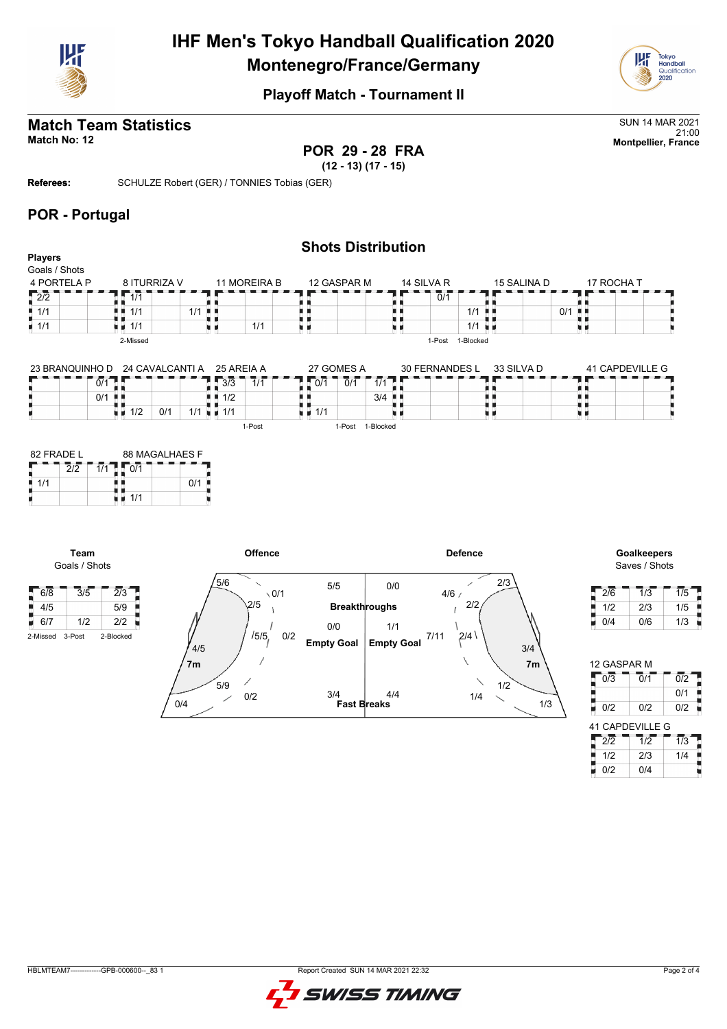# IHF Men's Tokyo Handball Qualification 2020

## Montenegro/France/Germany

### Playoff Match - Tournament II

## Match Team Statistics

**Match No: 12**

SUN 14 MAR 2021
21:00
**Montpellier, France**

**POR 29 - 28 FRA**
**(12 - 13) (17 - 15)**

**Referees:** SCHULZE Robert (GER) / TONNIES Tobias (GER)

## POR - Portugal

### Shots Distribution

**Players**
Goals / Shots

**4 PORTELA P**

| | | |
|---|---|---|
| 2/2 | | |
| 1/1 | | |
| 1/1 | | |

**8 ITURRIZA V**

| | | |
|---|---|---|
| 1/1 | | |
| 1/1 | | 1/1 |
| 1/1 | | |

2-Missed

**11 MOREIRA B**

| | | |
|---|---|---|
| | | |
| | | |
| | 1/1 | |

**12 GASPAR M**

| | | |
|---|---|---|
| | | |
| | | |
| | | |

**14 SILVA R**

| | | |
|---|---|---|
| | 0/1 | |
| | | 1/1 |
| | | 1/1 |

1-Post 1-Blocked

**15 SALINA D**

| | | |
|---|---|---|
| | | |
| | | 0/1 |
| | | |

**17 ROCHA T**

| | | |
|---|---|---|
| | | |
| | | |
| | | |

**23 BRANQUINHO D**

| | | |
|---|---|---|
| | 0/1 | |
| | 0/1 | |
| | | |

**24 CAVALCANTI A**

| | | |
|---|---|---|
| | | |
| | | |
| 1/2 | 0/1 | 1/1 |

**25 AREIA A**

| | | |
|---|---|---|
| 3/3 | 1/1 | |
| 1/2 | | |
| 1/1 | | |

1-Post

**27 GOMES A**

| | | |
|---|---|---|
| 0/1 | 0/1 | 1/1 |
| | | 3/4 |
| 1/1 | | |

1-Post 1-Blocked

**30 FERNANDES L**

| | | |
|---|---|---|
| | | |
| | | |
| | | |

**33 SILVA D**

| | | |
|---|---|---|
| | | |
| | | |
| | | |

**41 CAPDEVILLE G**

| | | |
|---|---|---|
| | | |
| | | |
| | | |

**82 FRADE L**

| | | |
|---|---|---|
| | 2/2 | 1/1 |
| 1/1 | | |
| | | |

**88 MAGALHAES F**

| | | |
|---|---|---|
| 0/1 | | |
| | | 0/1 |
| 1/1 | | |

**Team**
Goals / Shots

| | | |
|---|---|---|
| 6/8 | 3/5 | 2/3 |
| 4/5 | | 5/9 |
| 6/7 | 1/2 | 2/2 |

2-Missed 3-Post 2-Blocked

**Offence**

- 5/6, 0/1, 2/5, 5/5, 0/2, 4/5, 7m, 5/9, 0/2, 0/4
- Breakthroughs: 5/5
- Empty Goal: 0/0
- Fast Breaks: 3/4

**Defence**

- Breakthroughs: 0/0
- Empty Goal: 1/1
- Fast Breaks: 4/4
- 2/3, 4/6, 2/2, 7/11, 2/4, 3/4, 7m, 1/2, 1/4, 1/3

**Goalkeepers**
Saves / Shots

| | | |
|---|---|---|
| 2/6 | 1/3 | 1/5 |
| 1/2 | 2/3 | 1/5 |
| 0/4 | 0/6 | 1/3 |

**12 GASPAR M**

| | | |
|---|---|---|
| 0/3 | 0/1 | 0/2 |
| | | 0/1 |
| 0/2 | 0/2 | 0/2 |

**41 CAPDEVILLE G**

| | | |
|---|---|---|
| 2/2 | 1/2 | 1/3 |
| 1/2 | 2/3 | 1/4 |
| 0/2 | 0/4 | |

HBLMTEAM7--------------GPB-000600--_83 1 Report Created SUN 14 MAR 2021 22:32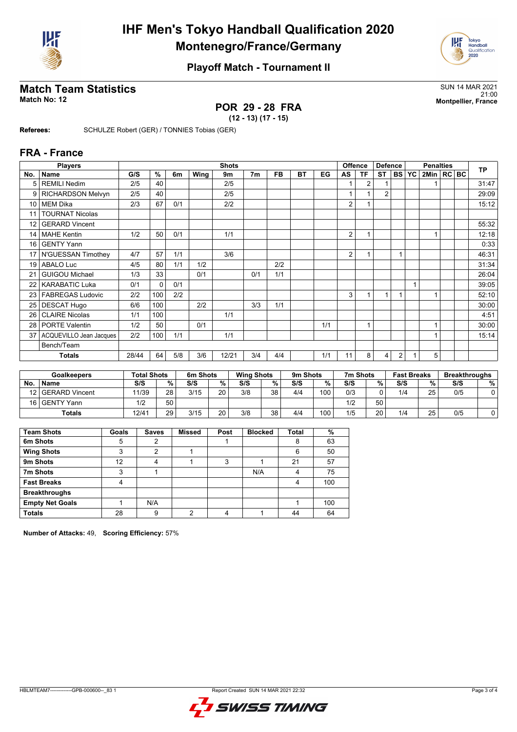# IHF Men's Tokyo Handball Qualification 2020

## Montenegro/France/Germany

### Playoff Match - Tournament II

## Match Team Statistics

**Match No: 12**

SUN 14 MAR 2021
21:00
**Montpellier, France**

### POR 29 - 28 FRA

**(12 - 13) (17 - 15)**

**Referees:** SCHULZE Robert (GER) / TONNIES Tobias (GER)

## FRA - France

| Players | | Shots | | | | | | | | | Offence | | Defence | | | Penalties | | | TP |
|---|---|---|---|---|---|---|---|---|---|---|---|---|---|---|---|---|---|---|---|
| No. | Name | G/S | % | 6m | Wing | 9m | 7m | FB | BT | EG | AS | TF | ST | BS | YC | 2Min | RC | BC | |
| 5 | REMILI Nedim | 2/5 | 40 | | | 2/5 | | | | | 1 | 2 | 1 | | | 1 | | | 31:47 |
| 9 | RICHARDSON Melvyn | 2/5 | 40 | | | 2/5 | | | | | 1 | 1 | 2 | | | | | | 29:09 |
| 10 | MEM Dika | 2/3 | 67 | 0/1 | | 2/2 | | | | | 2 | 1 | | | | | | | 15:12 |
| 11 | TOURNAT Nicolas | | | | | | | | | | | | | | | | | | |
| 12 | GERARD Vincent | | | | | | | | | | | | | | | | | | 55:32 |
| 14 | MAHE Kentin | 1/2 | 50 | 0/1 | | 1/1 | | | | | 2 | 1 | | | | 1 | | | 12:18 |
| 16 | GENTY Yann | | | | | | | | | | | | | | | | | | 0:33 |
| 17 | N'GUESSAN Timothey | 4/7 | 57 | 1/1 | | 3/6 | | | | | 2 | 1 | | 1 | | | | | 46:31 |
| 19 | ABALO Luc | 4/5 | 80 | 1/1 | 1/2 | | | 2/2 | | | | | | | | | | | 31:34 |
| 21 | GUIGOU Michael | 1/3 | 33 | | 0/1 | | 0/1 | 1/1 | | | | | | | | | | | 26:04 |
| 22 | KARABATIC Luka | 0/1 | 0 | 0/1 | | | | | | | | | | | 1 | | | | 39:05 |
| 23 | FABREGAS Ludovic | 2/2 | 100 | 2/2 | | | | | | | 3 | 1 | 1 | 1 | | 1 | | | 52:10 |
| 25 | DESCAT Hugo | 6/6 | 100 | | 2/2 | | 3/3 | 1/1 | | | | | | | | | | | 30:00 |
| 26 | CLAIRE Nicolas | 1/1 | 100 | | | 1/1 | | | | | | | | | | | | | 4:51 |
| 28 | PORTE Valentin | 1/2 | 50 | | 0/1 | | | | | 1/1 | | 1 | | | | 1 | | | 30:00 |
| 37 | ACQUEVILLO Jean Jacques | 2/2 | 100 | 1/1 | | 1/1 | | | | | | | | | | 1 | | | 15:14 |
| | Bench/Team | | | | | | | | | | | | | | | | | | |
| | **Totals** | 28/44 | 64 | 5/8 | 3/6 | 12/21 | 3/4 | 4/4 | | 1/1 | 11 | 8 | 4 | 2 | 1 | 5 | | | |

| Goalkeepers | | Total Shots | | 6m Shots | | Wing Shots | | 9m Shots | | 7m Shots | | Fast Breaks | | Breakthroughs | |
|---|---|---|---|---|---|---|---|---|---|---|---|---|---|---|---|
| No. | Name | S/S | % | S/S | % | S/S | % | S/S | % | S/S | % | S/S | % | S/S | % |
| 12 | GERARD Vincent | 11/39 | 28 | 3/15 | 20 | 3/8 | 38 | 4/4 | 100 | 0/3 | 0 | 1/4 | 25 | 0/5 | 0 |
| 16 | GENTY Yann | 1/2 | 50 | | | | | | | 1/2 | 50 | | | | |
| | **Totals** | 12/41 | 29 | 3/15 | 20 | 3/8 | 38 | 4/4 | 100 | 1/5 | 20 | 1/4 | 25 | 0/5 | 0 |

| Team Shots | Goals | Saves | Missed | Post | Blocked | Total | % |
|---|---|---|---|---|---|---|---|
| **6m Shots** | 5 | 2 | | 1 | | 8 | 63 |
| **Wing Shots** | 3 | 2 | 1 | | | 6 | 50 |
| **9m Shots** | 12 | 4 | 1 | 3 | 1 | 21 | 57 |
| **7m Shots** | 3 | 1 | | | N/A | 4 | 75 |
| **Fast Breaks** | 4 | | | | | 4 | 100 |
| **Breakthroughs** | | | | | | | |
| **Empty Net Goals** | 1 | N/A | | | | 1 | 100 |
| **Totals** | 28 | 9 | 2 | 4 | 1 | 44 | 64 |

**Number of Attacks:** 49, **Scoring Efficiency:** 57%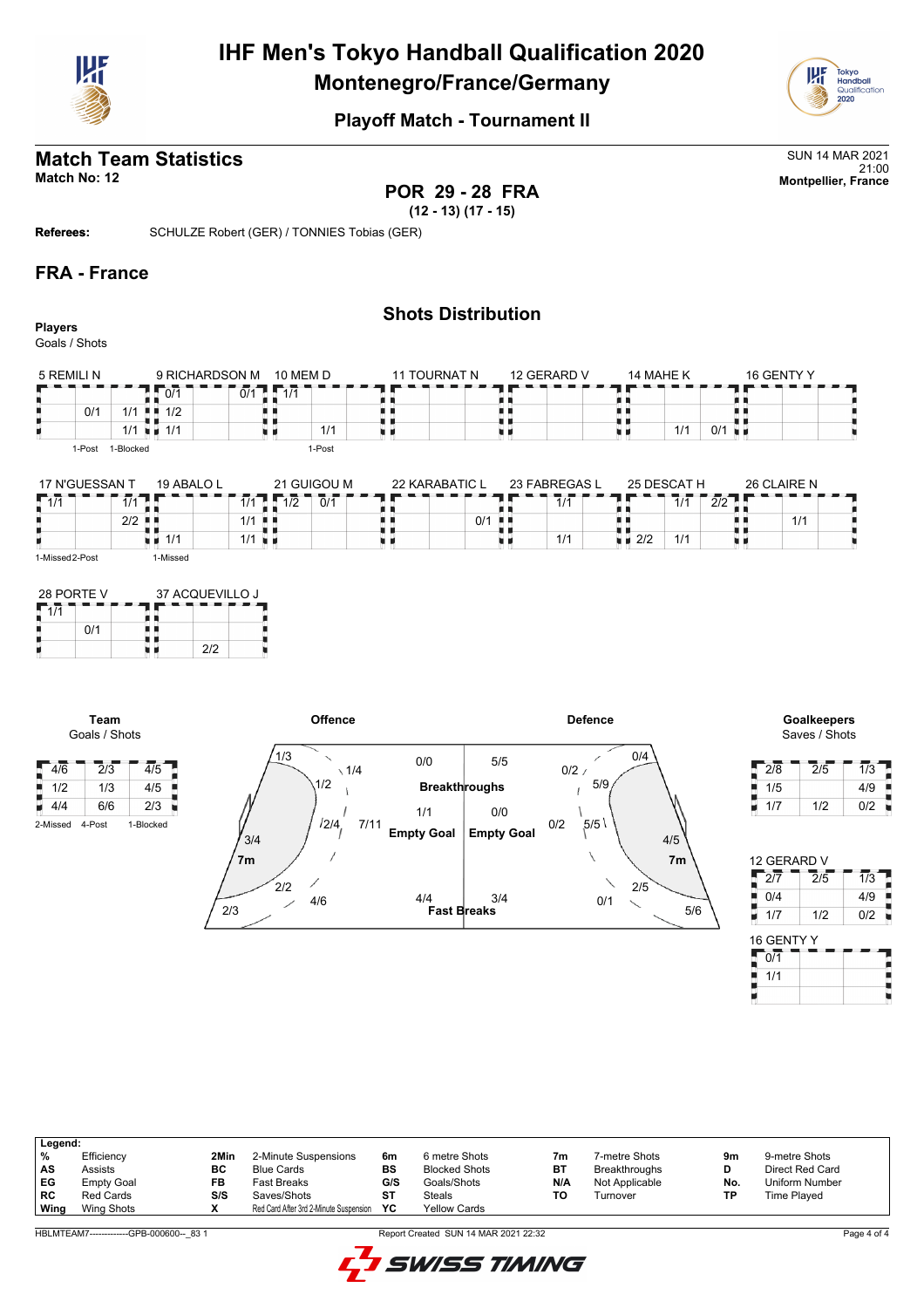# IHF Men's Tokyo Handball Qualification 2020
## Montenegro/France/Germany
### Playoff Match - Tournament II

## Match Team Statistics
**Match No: 12**

SUN 14 MAR 2021
21:00
**Montpellier, France**

**POR 29 - 28 FRA**
**(12 - 13) (17 - 15)**

**Referees:** SCHULZE Robert (GER) / TONNIES Tobias (GER)

## FRA - France

### Shots Distribution

**Players**
Goals / Shots

5 REMILI N

| | | |
|---|---|---|
| | | |
| | 0/1 | 1/1 |
| | | 1/1 |

1-Post 1-Blocked

9 RICHARDSON M

| | | |
|---|---|---|
| 0/1 | | 0/1 |
| 1/2 | | |
| 1/1 | | |

10 MEM D

| | | |
|---|---|---|
| 1/1 | | |
| | | |
| | | 1/1 |

1-Post

11 TOURNAT N

12 GERARD V

14 MAHE K

| | | |
|---|---|---|
| | | |
| | | |
| | 1/1 | 0/1 |

16 GENTY Y

17 N'GUESSAN T

| | | |
|---|---|---|
| 1/1 | | 1/1 |
| | | 2/2 |
| | | |

1-Missed 2-Post

19 ABALO L

| | | |
|---|---|---|
| | | 1/1 |
| | | 1/1 |
| 1/1 | | 1/1 |

1-Missed

21 GUIGOU M

| | | |
|---|---|---|
| 1/2 | 0/1 | |
| | | |
| | | |

22 KARABATIC L

| | | |
|---|---|---|
| | | |
| | | 0/1 |
| | | |

23 FABREGAS L

| | | |
|---|---|---|
| | 1/1 | |
| | | |
| | 1/1 | |

25 DESCAT H

| | | |
|---|---|---|
| | 1/1 | 2/2 |
| | | |
| 2/2 | 1/1 | |

26 CLAIRE N

| | | |
|---|---|---|
| | | |
| | 1/1 | |
| | | |

28 PORTE V

| | | |
|---|---|---|
| 1/1 | | |
| | 0/1 | |
| | | |

37 ACQUEVILLO J

| | | |
|---|---|---|
| | | |
| | | |
| | 2/2 | |

**Team**
Goals / Shots

| | | |
|---|---|---|
| 4/6 | 2/3 | 4/5 |
| 1/2 | 1/3 | 4/5 |
| 4/4 | 6/6 | 2/3 |

2-Missed 4-Post 1-Blocked

**Offence**

1/3
1/4
1/2
2/4
7/11
3/4
7m
2/2
4/6
2/3
Breakthroughs 0/0
Empty Goal 1/1
Fast Breaks 4/4

**Defence**

Breakthroughs 5/5
Empty Goal 0/0
Fast Breaks 3/4
0/4
0/2
5/9
0/2
5/5
4/5
7m
2/5
0/1
5/6

**Goalkeepers**
Saves / Shots

| | | |
|---|---|---|
| 2/8 | 2/5 | 1/3 |
| 1/5 | | 4/9 |
| 1/7 | 1/2 | 0/2 |

12 GERARD V

| | | |
|---|---|---|
| 2/7 | 2/5 | 1/3 |
| 0/4 | | 4/9 |
| 1/7 | 1/2 | 0/2 |

16 GENTY Y

| | | |
|---|---|---|
| 0/1 | | |
| 1/1 | | |
| | | |

| Legend: | | | | | | | | | |
|---|---|---|---|---|---|---|---|---|---|
| % | Efficiency | 2Min | 2-Minute Suspensions | 6m | 6 metre Shots | 7m | 7-metre Shots | 9m | 9-metre Shots |
| AS | Assists | BC | Blue Cards | BS | Blocked Shots | BT | Breakthroughs | D | Direct Red Card |
| EG | Empty Goal | FB | Fast Breaks | G/S | Goals/Shots | N/A | Not Applicable | No. | Uniform Number |
| RC | Red Cards | S/S | Saves/Shots | ST | Steals | TO | Turnover | TP | Time Played |
| Wing | Wing Shots | X | Red Card After 3rd 2-Minute Suspension | YC | Yellow Cards | | | | |

HBLMTEAM7-------------GPB-000600--_83 1 Report Created SUN 14 MAR 2021 22:32